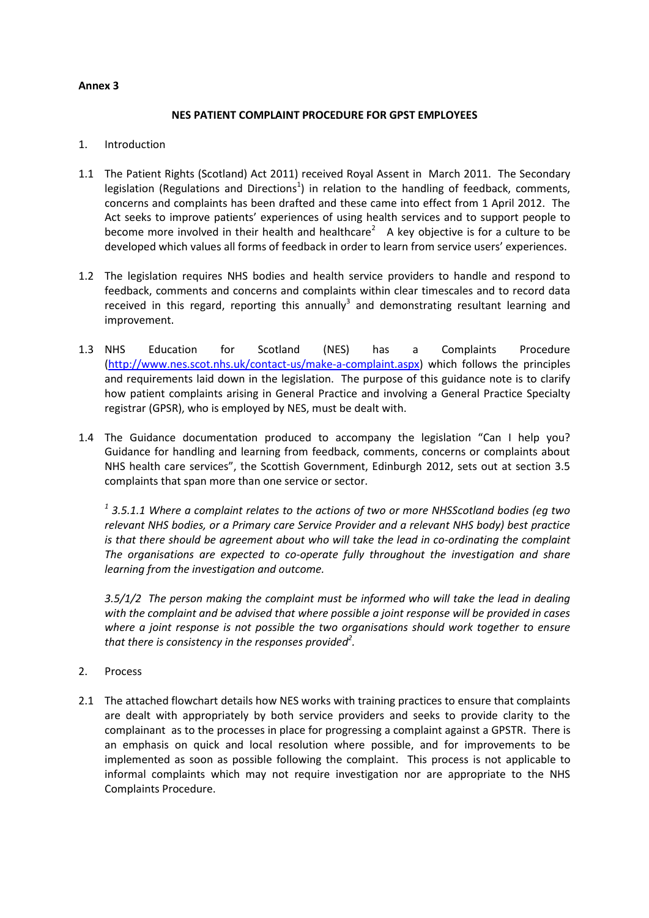**Annex 3**

**NES PATIENT COMPLAINT PROCEDURE FOR GPST EMPLOYEES**

1. Introduction

1.1 The Patient Rights (Scotland) Act 2011) received Royal Assent in March 2011. The Secondary legislation (Regulations and Directions[1]) in relation to the handling of feedback, comments, concerns and complaints has been drafted and these came into effect from 1 April 2012. The Act seeks to improve patients' experiences of using health services and to support people to become more involved in their health and healthcare[2] A key objective is for a culture to be developed which values all forms of feedback in order to learn from service users' experiences.

1.2 The legislation requires NHS bodies and health service providers to handle and respond to feedback, comments and concerns and complaints within clear timescales and to record data received in this regard, reporting this annually[3] and demonstrating resultant learning and improvement.

1.3 NHS Education for Scotland (NES) has a Complaints Procedure ([http://www.nes.scot.nhs.uk/contact-us/make-a-complaint.aspx](http://www.nes.scot.nhs.uk/contact-us/make-a-complaint.aspx)) which follows the principles and requirements laid down in the legislation. The purpose of this guidance note is to clarify how patient complaints arising in General Practice and involving a General Practice Specialty registrar (GPSR), who is employed by NES, must be dealt with.

1.4 The Guidance documentation produced to accompany the legislation "Can I help you? Guidance for handling and learning from feedback, comments, concerns or complaints about NHS health care services", the Scottish Government, Edinburgh 2012, sets out at section 3.5 complaints that span more than one service or sector.

*[1] 3.5.1.1 Where a complaint relates to the actions of two or more NHSScotland bodies (eg two relevant NHS bodies, or a Primary care Service Provider and a relevant NHS body) best practice is that there should be agreement about who will take the lead in co-ordinating the complaint The organisations are expected to co-operate fully throughout the investigation and share learning from the investigation and outcome.*

*3.5/1/2 The person making the complaint must be informed who will take the lead in dealing with the complaint and be advised that where possible a joint response will be provided in cases where a joint response is not possible the two organisations should work together to ensure that there is consistency in the responses provided[2].*

2. Process

2.1 The attached flowchart details how NES works with training practices to ensure that complaints are dealt with appropriately by both service providers and seeks to provide clarity to the complainant as to the processes in place for progressing a complaint against a GPSTR. There is an emphasis on quick and local resolution where possible, and for improvements to be implemented as soon as possible following the complaint. This process is not applicable to informal complaints which may not require investigation nor are appropriate to the NHS Complaints Procedure.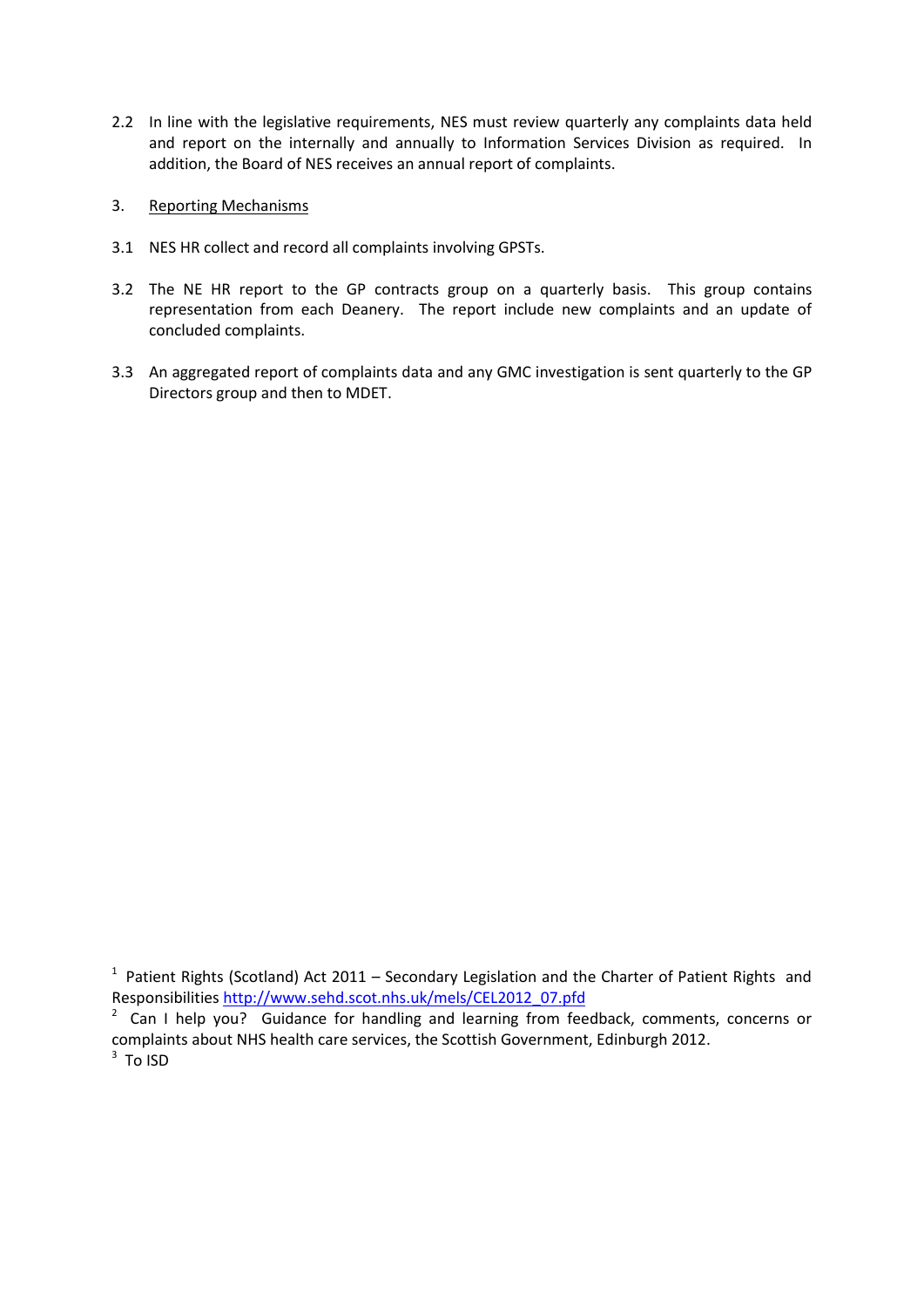2.2 In line with the legislative requirements, NES must review quarterly any complaints data held and report on the internally and annually to Information Services Division as required. In addition, the Board of NES receives an annual report of complaints.

3. Reporting Mechanisms

3.1 NES HR collect and record all complaints involving GPSTs.

3.2 The NE HR report to the GP contracts group on a quarterly basis. This group contains representation from each Deanery. The report include new complaints and an update of concluded complaints.

3.3 An aggregated report of complaints data and any GMC investigation is sent quarterly to the GP Directors group and then to MDET.

[1] Patient Rights (Scotland) Act 2011 – Secondary Legislation and the Charter of Patient Rights and Responsibilities http://www.sehd.scot.nhs.uk/mels/CEL2012_07.pfd

[2] Can I help you? Guidance for handling and learning from feedback, comments, concerns or complaints about NHS health care services, the Scottish Government, Edinburgh 2012.

[3] To ISD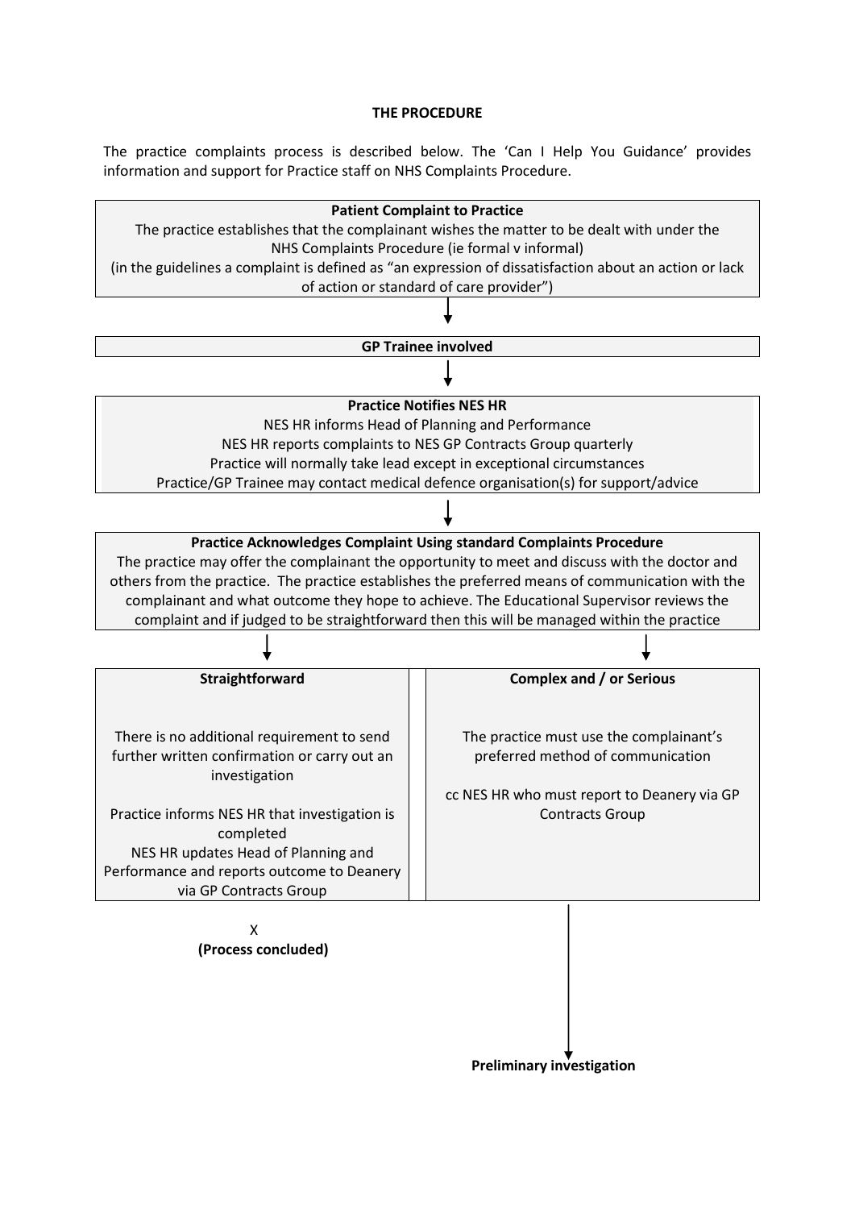**THE PROCEDURE**

The practice complaints process is described below. The 'Can I Help You Guidance' provides information and support for Practice staff on NHS Complaints Procedure.

**Patient Complaint to Practice**

The practice establishes that the complainant wishes the matter to be dealt with under the NHS Complaints Procedure (ie formal v informal)
(in the guidelines a complaint is defined as "an expression of dissatisfaction about an action or lack of action or standard of care provider")

↓

**GP Trainee involved**

↓

**Practice Notifies NES HR**

NES HR informs Head of Planning and Performance
NES HR reports complaints to NES GP Contracts Group quarterly
Practice will normally take lead except in exceptional circumstances
Practice/GP Trainee may contact medical defence organisation(s) for support/advice

↓

**Practice Acknowledges Complaint Using standard Complaints Procedure**

The practice may offer the complainant the opportunity to meet and discuss with the doctor and others from the practice. The practice establishes the preferred means of communication with the complainant and what outcome they hope to achieve. The Educational Supervisor reviews the complaint and if judged to be straightforward then this will be managed within the practice

↓ ↓

| **Straightforward** | **Complex and / or Serious** |
| --- | --- |
| There is no additional requirement to send further written confirmation or carry out an investigation<br><br>Practice informs NES HR that investigation is completed<br>NES HR updates Head of Planning and Performance and reports outcome to Deanery via GP Contracts Group | The practice must use the complainant's preferred method of communication<br><br>cc NES HR who must report to Deanery via GP Contracts Group |
| X<br>**(Process concluded)** | ↓<br>**Preliminary investigation** |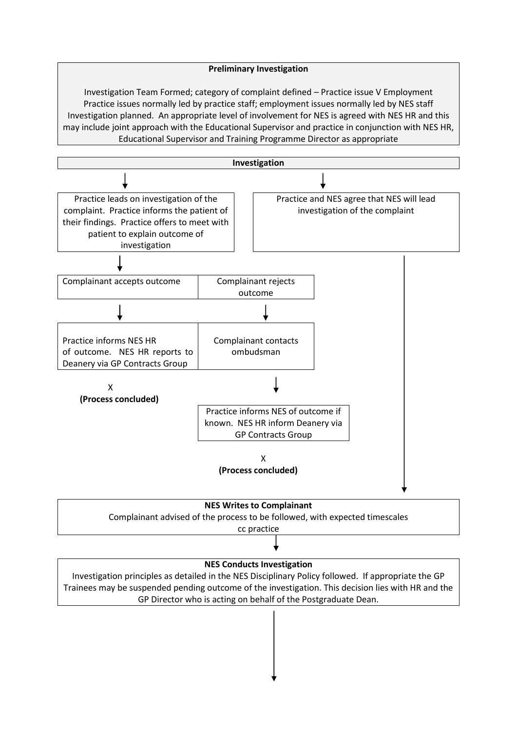**Preliminary Investigation**

Investigation Team Formed; category of complaint defined – Practice issue V Employment
Practice issues normally led by practice staff; employment issues normally led by NES staff
Investigation planned. An appropriate level of involvement for NES is agreed with NES HR and this may include joint approach with the Educational Supervisor and practice in conjunction with NES HR, Educational Supervisor and Training Programme Director as appropriate

**Investigation**

Practice leads on investigation of the complaint. Practice informs the patient of their findings. Practice offers to meet with patient to explain outcome of investigation

Practice and NES agree that NES will lead investigation of the complaint

Complainant accepts outcome

Complainant rejects outcome

Practice informs NES HR of outcome. NES HR reports to Deanery via GP Contracts Group

X
**(Process concluded)**

Complainant contacts ombudsman

Practice informs NES of outcome if known. NES HR inform Deanery via GP Contracts Group

X
**(Process concluded)**

**NES Writes to Complainant**
Complainant advised of the process to be followed, with expected timescales
cc practice

**NES Conducts Investigation**
Investigation principles as detailed in the NES Disciplinary Policy followed. If appropriate the GP Trainees may be suspended pending outcome of the investigation. This decision lies with HR and the GP Director who is acting on behalf of the Postgraduate Dean.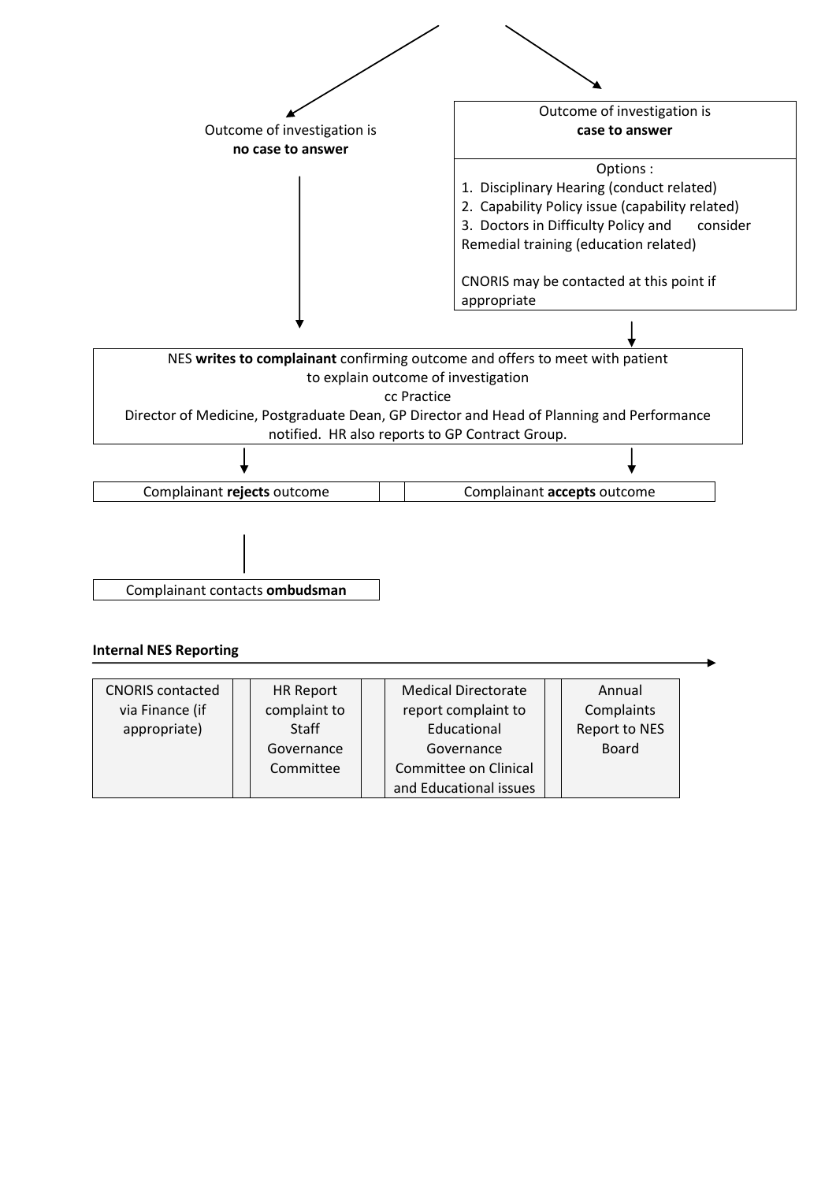Outcome of investigation is **no case to answer**

Outcome of investigation is **case to answer**

Options :

1. Disciplinary Hearing (conduct related)
2. Capability Policy issue (capability related)
3. Doctors in Difficulty Policy and consider Remedial training (education related)

CNORIS may be contacted at this point if appropriate

NES **writes to complainant** confirming outcome and offers to meet with patient to explain outcome of investigation
cc Practice
Director of Medicine, Postgraduate Dean, GP Director and Head of Planning and Performance notified. HR also reports to GP Contract Group.

Complainant **rejects** outcome

Complainant **accepts** outcome

Complainant contacts **ombudsman**

**Internal NES Reporting**

| | | | |
|---|---|---|---|
| CNORIS contacted via Finance (if appropriate) | HR Report complaint to Staff Governance Committee | Medical Directorate report complaint to Educational Governance Committee on Clinical and Educational issues | Annual Complaints Report to NES Board |